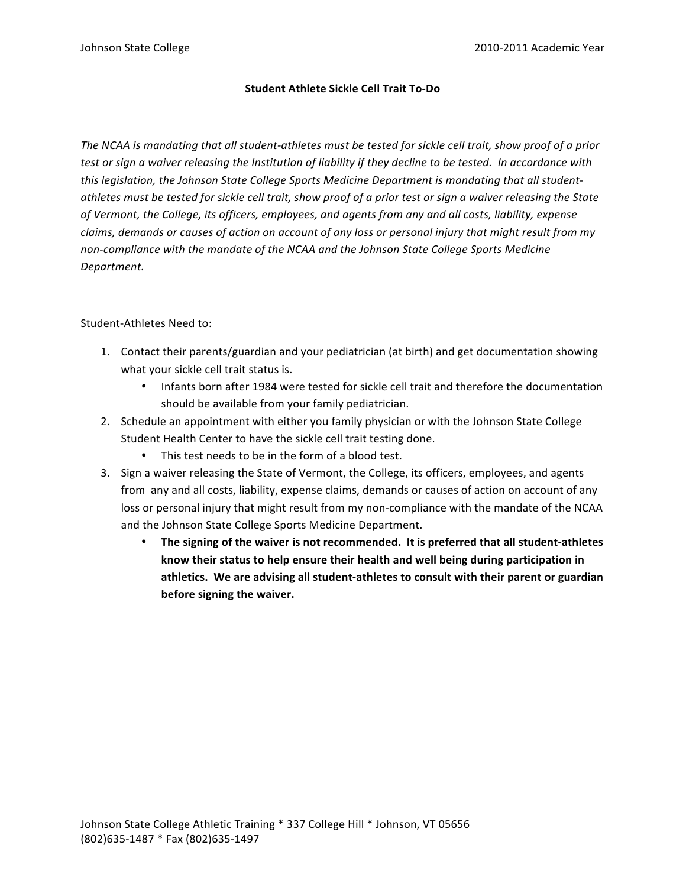# Student Athlete Sickle Cell Trait To-Do

*The NCAA is mandating that all student-athletes must be tested for sickle cell trait, show proof of a prior test or sign a waiver releasing the Institution of liability if they decline to be tested. In accordance with this legislation, the Johnson State College Sports Medicine Department is mandating that all student-athletes must be tested for sickle cell trait, show proof of a prior test or sign a waiver releasing the State of Vermont, the College, its officers, employees, and agents from any and all costs, liability, expense claims, demands or causes of action on account of any loss or personal injury that might result from my non-compliance with the mandate of the NCAA and the Johnson State College Sports Medicine Department.*

Student-Athletes Need to:

1. Contact their parents/guardian and your pediatrician (at birth) and get documentation showing what your sickle cell trait status is.
   - Infants born after 1984 were tested for sickle cell trait and therefore the documentation should be available from your family pediatrician.
2. Schedule an appointment with either you family physician or with the Johnson State College Student Health Center to have the sickle cell trait testing done.
   - This test needs to be in the form of a blood test.
3. Sign a waiver releasing the State of Vermont, the College, its officers, employees, and agents from any and all costs, liability, expense claims, demands or causes of action on account of any loss or personal injury that might result from my non-compliance with the mandate of the NCAA and the Johnson State College Sports Medicine Department.
   - **The signing of the waiver is not recommended. It is preferred that all student-athletes know their status to help ensure their health and well being during participation in athletics. We are advising all student-athletes to consult with their parent or guardian before signing the waiver.**

Johnson State College Athletic Training * 337 College Hill * Johnson, VT 05656
(802)635-1487 * Fax (802)635-1497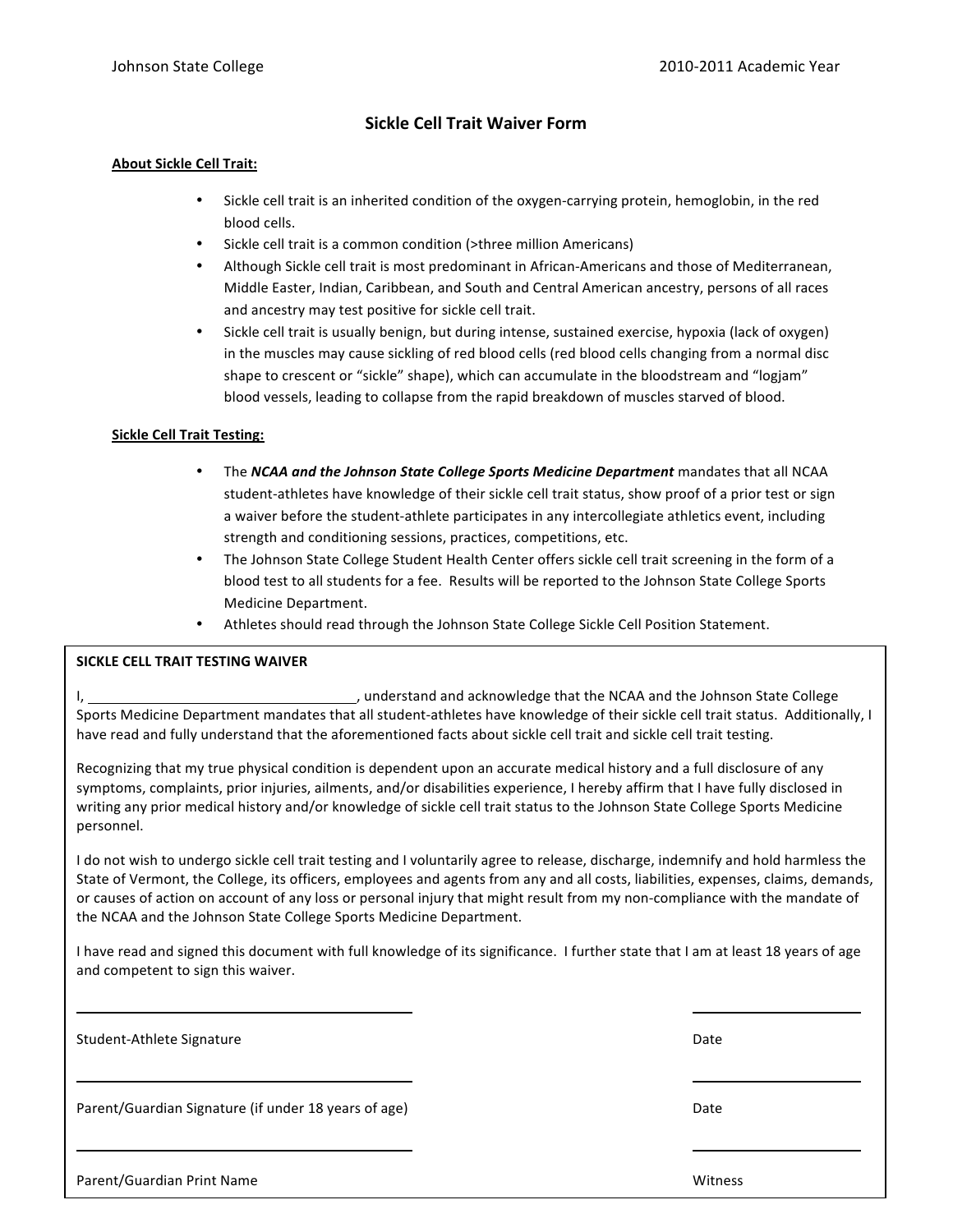Johnson State College 2010-2011 Academic Year

# Sickle Cell Trait Waiver Form

**About Sickle Cell Trait:**

- Sickle cell trait is an inherited condition of the oxygen-carrying protein, hemoglobin, in the red blood cells.
- Sickle cell trait is a common condition (>three million Americans)
- Although Sickle cell trait is most predominant in African-Americans and those of Mediterranean, Middle Easter, Indian, Caribbean, and South and Central American ancestry, persons of all races and ancestry may test positive for sickle cell trait.
- Sickle cell trait is usually benign, but during intense, sustained exercise, hypoxia (lack of oxygen) in the muscles may cause sickling of red blood cells (red blood cells changing from a normal disc shape to crescent or "sickle" shape), which can accumulate in the bloodstream and "logjam" blood vessels, leading to collapse from the rapid breakdown of muscles starved of blood.

**Sickle Cell Trait Testing:**

- The ***NCAA and the Johnson State College Sports Medicine Department*** mandates that all NCAA student-athletes have knowledge of their sickle cell trait status, show proof of a prior test or sign a waiver before the student-athlete participates in any intercollegiate athletics event, including strength and conditioning sessions, practices, competitions, etc.
- The Johnson State College Student Health Center offers sickle cell trait screening in the form of a blood test to all students for a fee. Results will be reported to the Johnson State College Sports Medicine Department.
- Athletes should read through the Johnson State College Sickle Cell Position Statement.

**SICKLE CELL TRAIT TESTING WAIVER**

I, ______________________________, understand and acknowledge that the NCAA and the Johnson State College Sports Medicine Department mandates that all student-athletes have knowledge of their sickle cell trait status. Additionally, I have read and fully understand that the aforementioned facts about sickle cell trait and sickle cell trait testing.

Recognizing that my true physical condition is dependent upon an accurate medical history and a full disclosure of any symptoms, complaints, prior injuries, ailments, and/or disabilities experience, I hereby affirm that I have fully disclosed in writing any prior medical history and/or knowledge of sickle cell trait status to the Johnson State College Sports Medicine personnel.

I do not wish to undergo sickle cell trait testing and I voluntarily agree to release, discharge, indemnify and hold harmless the State of Vermont, the College, its officers, employees and agents from any and all costs, liabilities, expenses, claims, demands, or causes of action on account of any loss or personal injury that might result from my non-compliance with the mandate of the NCAA and the Johnson State College Sports Medicine Department.

I have read and signed this document with full knowledge of its significance. I further state that I am at least 18 years of age and competent to sign this waiver.

______________________________ ______________

Student-Athlete Signature Date

______________________________ ______________

Parent/Guardian Signature (if under 18 years of age) Date

______________________________ ______________

Parent/Guardian Print Name Witness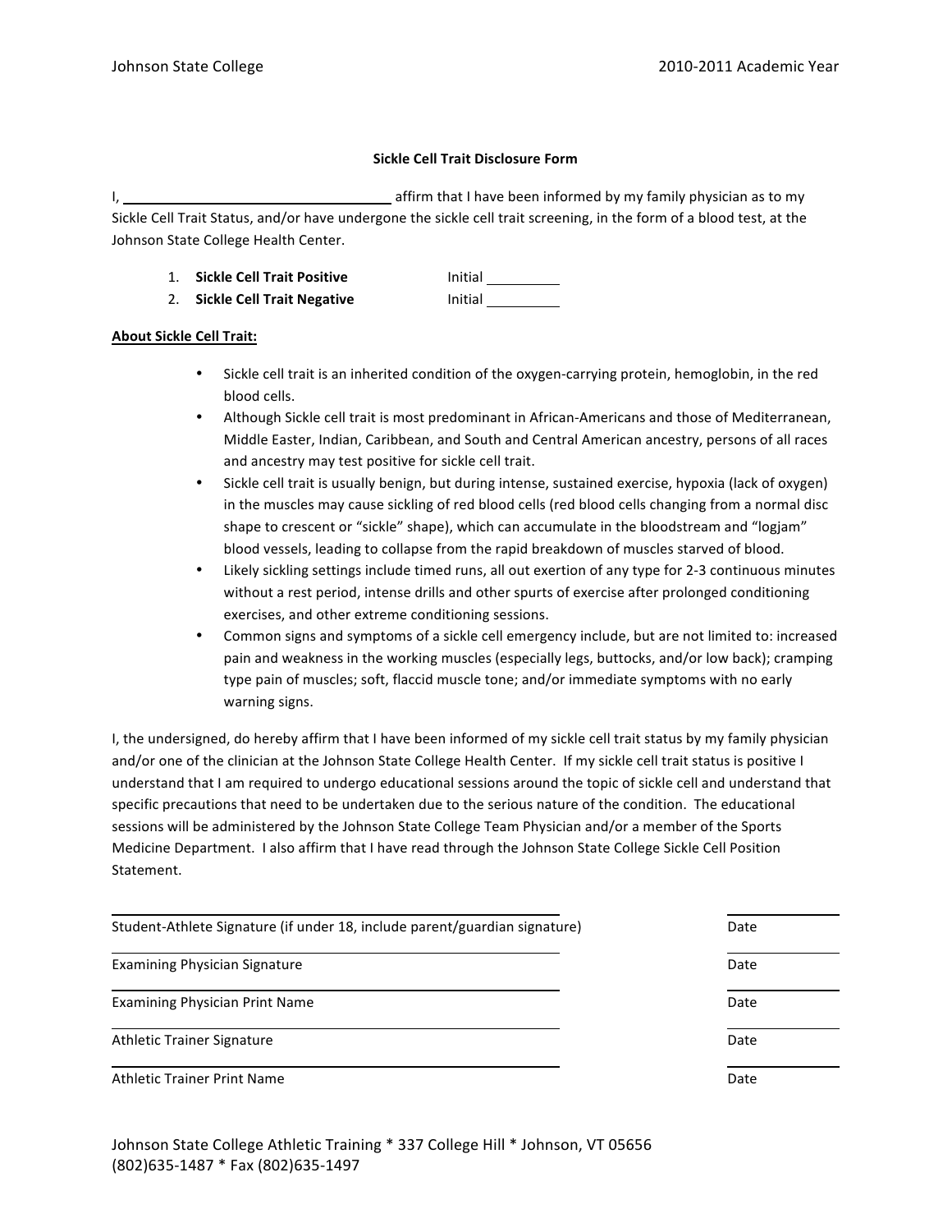Johnson State College 2010-2011 Academic Year

## Sickle Cell Trait Disclosure Form

I, ______________________________ affirm that I have been informed by my family physician as to my Sickle Cell Trait Status, and/or have undergone the sickle cell trait screening, in the form of a blood test, at the Johnson State College Health Center.

1. **Sickle Cell Trait Positive** Initial __________
2. **Sickle Cell Trait Negative** Initial __________

**<u>About Sickle Cell Trait:</u>**

- Sickle cell trait is an inherited condition of the oxygen-carrying protein, hemoglobin, in the red blood cells.
- Although Sickle cell trait is most predominant in African-Americans and those of Mediterranean, Middle Easter, Indian, Caribbean, and South and Central American ancestry, persons of all races and ancestry may test positive for sickle cell trait.
- Sickle cell trait is usually benign, but during intense, sustained exercise, hypoxia (lack of oxygen) in the muscles may cause sickling of red blood cells (red blood cells changing from a normal disc shape to crescent or "sickle" shape), which can accumulate in the bloodstream and "logjam" blood vessels, leading to collapse from the rapid breakdown of muscles starved of blood.
- Likely sickling settings include timed runs, all out exertion of any type for 2-3 continuous minutes without a rest period, intense drills and other spurts of exercise after prolonged conditioning exercises, and other extreme conditioning sessions.
- Common signs and symptoms of a sickle cell emergency include, but are not limited to: increased pain and weakness in the working muscles (especially legs, buttocks, and/or low back); cramping type pain of muscles; soft, flaccid muscle tone; and/or immediate symptoms with no early warning signs.

I, the undersigned, do hereby affirm that I have been informed of my sickle cell trait status by my family physician and/or one of the clinician at the Johnson State College Health Center. If my sickle cell trait status is positive I understand that I am required to undergo educational sessions around the topic of sickle cell and understand that specific precautions that need to be undertaken due to the serious nature of the condition. The educational sessions will be administered by the Johnson State College Team Physician and/or a member of the Sports Medicine Department. I also affirm that I have read through the Johnson State College Sickle Cell Position Statement.

______________________________________________ ______________
Student-Athlete Signature (if under 18, include parent/guardian signature) Date

______________________________________________ ______________
Examining Physician Signature Date

______________________________________________ ______________
Examining Physician Print Name Date

______________________________________________ ______________
Athletic Trainer Signature Date

______________________________________________ ______________
Athletic Trainer Print Name Date

Johnson State College Athletic Training * 337 College Hill * Johnson, VT 05656
(802)635-1487 * Fax (802)635-1497